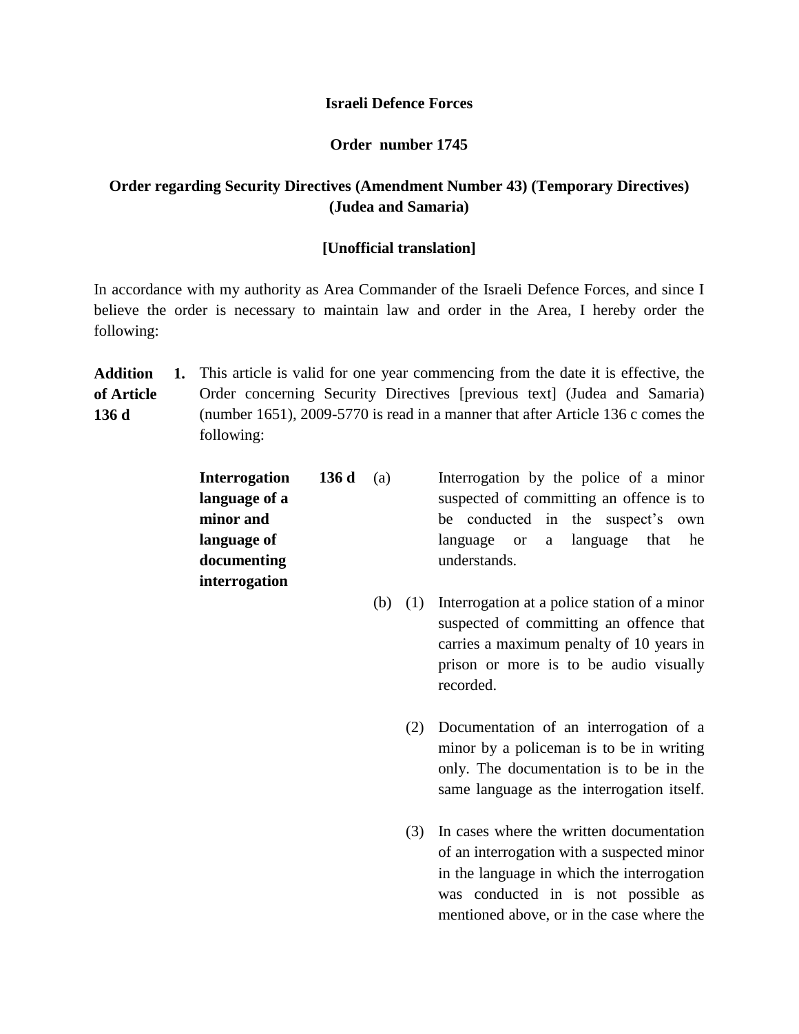**Israeli Defence Forces**

**Order number 1745**

**Order regarding Security Directives (Amendment Number 43) (Temporary Directives) (Judea and Samaria)**

**[Unofficial translation]**

In accordance with my authority as Area Commander of the Israeli Defence Forces, and since I believe the order is necessary to maintain law and order in the Area, I hereby order the following:

**Addition of Article 136 d**

**1.** This article is valid for one year commencing from the date it is effective, the Order concerning Security Directives [previous text] (Judea and Samaria) (number 1651), 2009-5770 is read in a manner that after Article 136 c comes the following:

**Interrogation language of a minor and language of documenting interrogation**

**136 d** (a) Interrogation by the police of a minor suspected of committing an offence is to be conducted in the suspect's own language or a language that he understands.

(b) (1) Interrogation at a police station of a minor suspected of committing an offence that carries a maximum penalty of 10 years in prison or more is to be audio visually recorded.

(2) Documentation of an interrogation of a minor by a policeman is to be in writing only. The documentation is to be in the same language as the interrogation itself.

(3) In cases where the written documentation of an interrogation with a suspected minor in the language in which the interrogation was conducted in is not possible as mentioned above, or in the case where the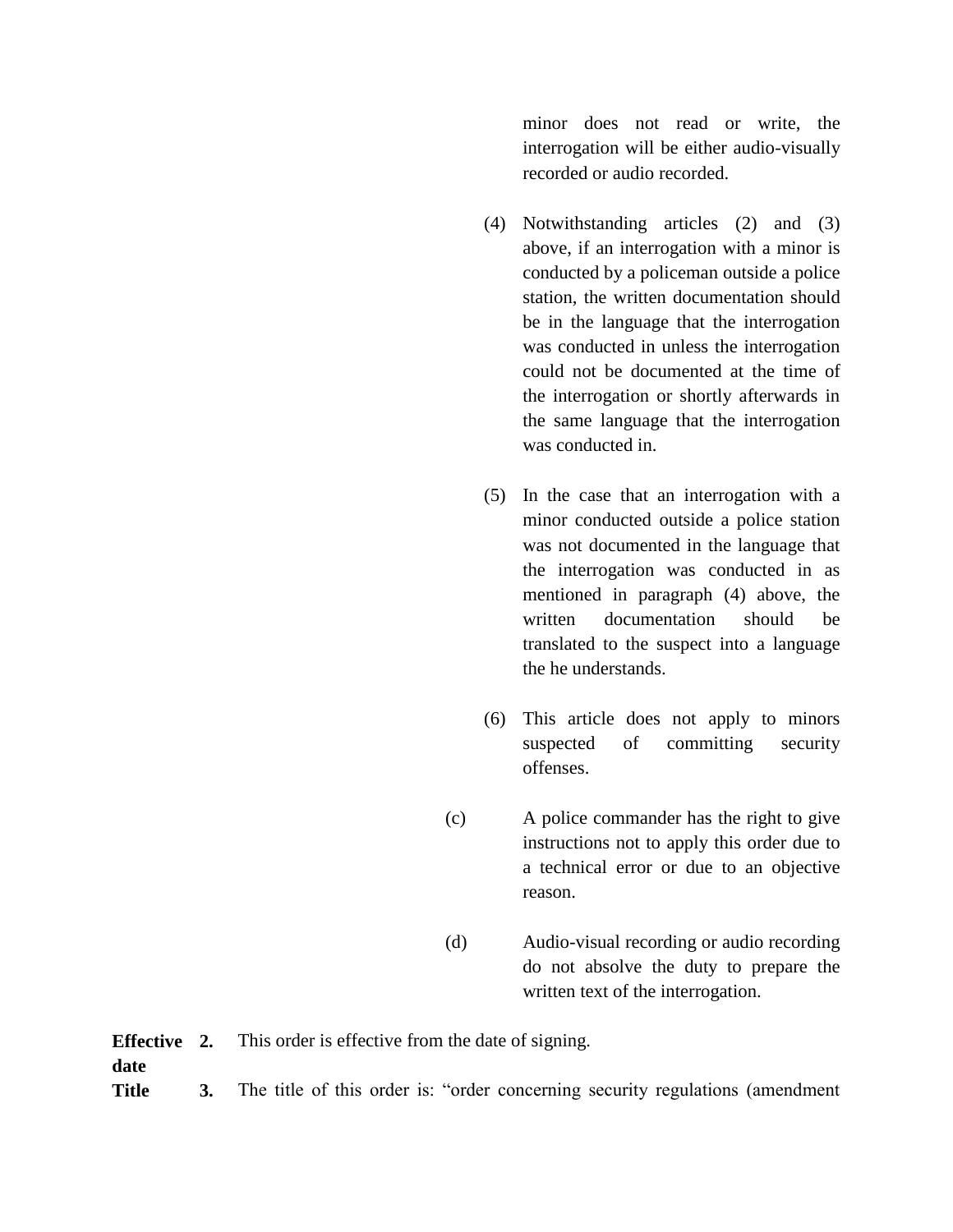minor does not read or write, the interrogation will be either audio-visually recorded or audio recorded.

(4) Notwithstanding articles (2) and (3) above, if an interrogation with a minor is conducted by a policeman outside a police station, the written documentation should be in the language that the interrogation was conducted in unless the interrogation could not be documented at the time of the interrogation or shortly afterwards in the same language that the interrogation was conducted in.

(5) In the case that an interrogation with a minor conducted outside a police station was not documented in the language that the interrogation was conducted in as mentioned in paragraph (4) above, the written documentation should be translated to the suspect into a language the he understands.

(6) This article does not apply to minors suspected of committing security offenses.

(c) A police commander has the right to give instructions not to apply this order due to a technical error or due to an objective reason.

(d) Audio-visual recording or audio recording do not absolve the duty to prepare the written text of the interrogation.

**Effective date** **2.** This order is effective from the date of signing.

**Title** **3.** The title of this order is: "order concerning security regulations (amendment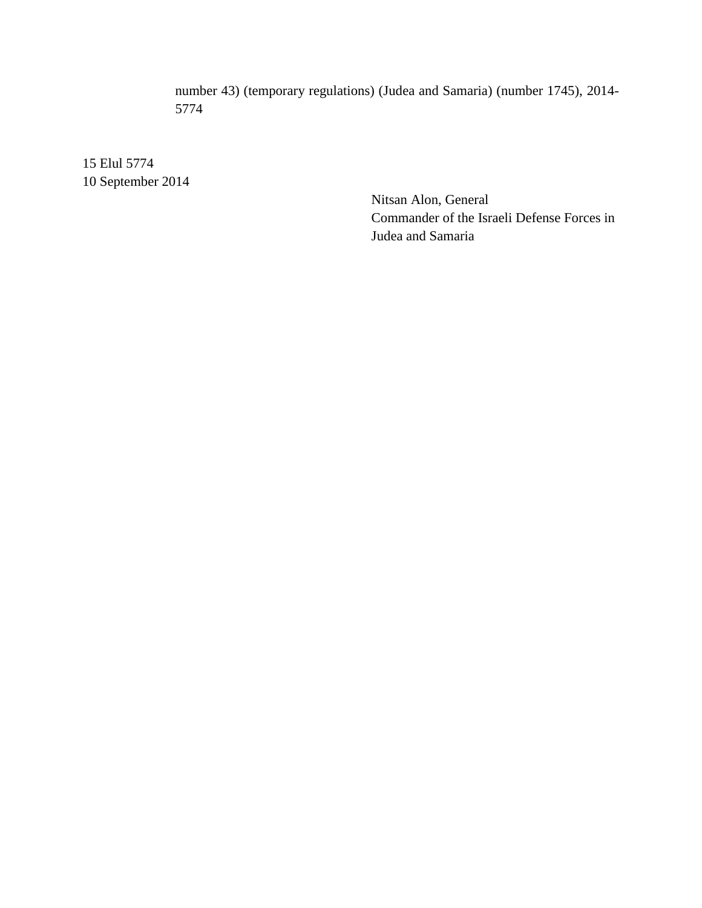number 43) (temporary regulations) (Judea and Samaria) (number 1745), 2014-5774

15 Elul 5774
10 September 2014

Nitsan Alon, General
Commander of the Israeli Defense Forces in Judea and Samaria